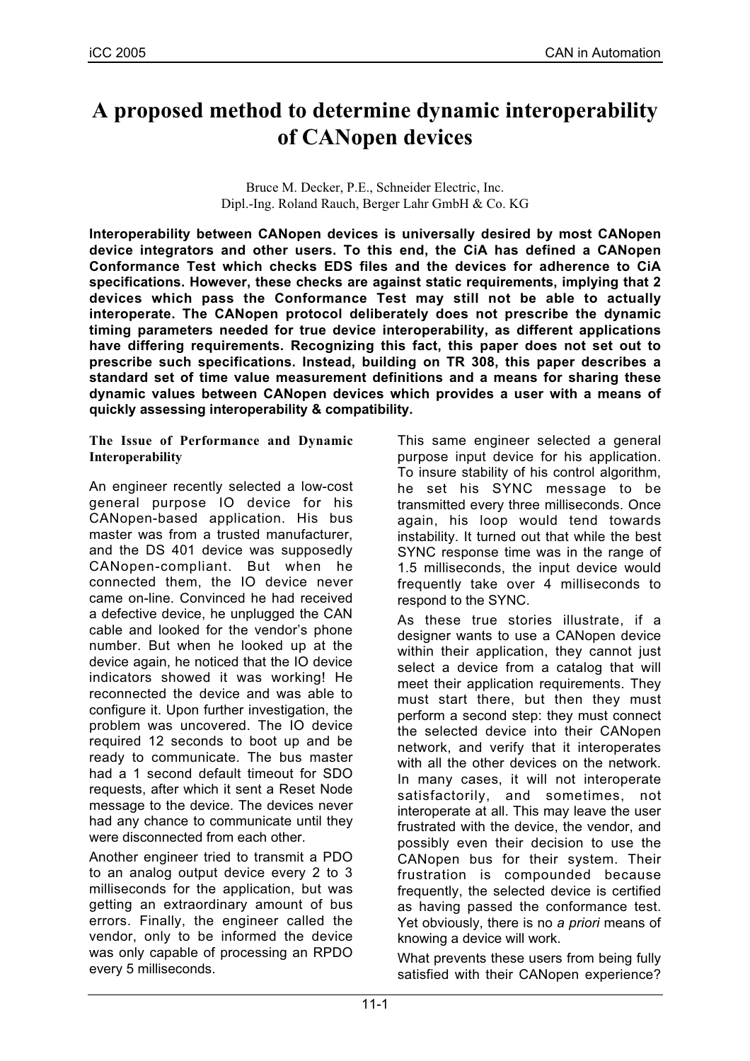// Check: running header "iCC 2005 / CAN in Automation" and footer "11-1" omitted as page furniture.
# A proposed method to determine dynamic interoperability of CANopen devices

Bruce M. Decker, P.E., Schneider Electric, Inc.
Dipl.-Ing. Roland Rauch, Berger Lahr GmbH & Co. KG

**Interoperability between CANopen devices is universally desired by most CANopen device integrators and other users. To this end, the CiA has defined a CANopen Conformance Test which checks EDS files and the devices for adherence to CiA specifications. However, these checks are against static requirements, implying that 2 devices which pass the Conformance Test may still not be able to actually interoperate. The CANopen protocol deliberately does not prescribe the dynamic timing parameters needed for true device interoperability, as different applications have differing requirements. Recognizing this fact, this paper does not set out to prescribe such specifications. Instead, building on TR 308, this paper describes a standard set of time value measurement definitions and a means for sharing these dynamic values between CANopen devices which provides a user with a means of quickly assessing interoperability & compatibility.**

## The Issue of Performance and Dynamic Interoperability

An engineer recently selected a low-cost general purpose IO device for his CANopen-based application. His bus master was from a trusted manufacturer, and the DS 401 device was supposedly CANopen-compliant. But when he connected them, the IO device never came on-line. Convinced he had received a defective device, he unplugged the CAN cable and looked for the vendor's phone number. But when he looked up at the device again, he noticed that the IO device indicators showed it was working! He reconnected the device and was able to configure it. Upon further investigation, the problem was uncovered. The IO device required 12 seconds to boot up and be ready to communicate. The bus master had a 1 second default timeout for SDO requests, after which it sent a Reset Node message to the device. The devices never had any chance to communicate until they were disconnected from each other.

Another engineer tried to transmit a PDO to an analog output device every 2 to 3 milliseconds for the application, but was getting an extraordinary amount of bus errors. Finally, the engineer called the vendor, only to be informed the device was only capable of processing an RPDO every 5 milliseconds.

This same engineer selected a general purpose input device for his application. To insure stability of his control algorithm, he set his SYNC message to be transmitted every three milliseconds. Once again, his loop would tend towards instability. It turned out that while the best SYNC response time was in the range of 1.5 milliseconds, the input device would frequently take over 4 milliseconds to respond to the SYNC.

As these true stories illustrate, if a designer wants to use a CANopen device within their application, they cannot just select a device from a catalog that will meet their application requirements. They must start there, but then they must perform a second step: they must connect the selected device into their CANopen network, and verify that it interoperates with all the other devices on the network. In many cases, it will not interoperate satisfactorily, and sometimes, not interoperate at all. This may leave the user frustrated with the device, the vendor, and possibly even their decision to use the CANopen bus for their system. Their frustration is compounded because frequently, the selected device is certified as having passed the conformance test. Yet obviously, there is no *a priori* means of knowing a device will work.

What prevents these users from being fully satisfied with their CANopen experience?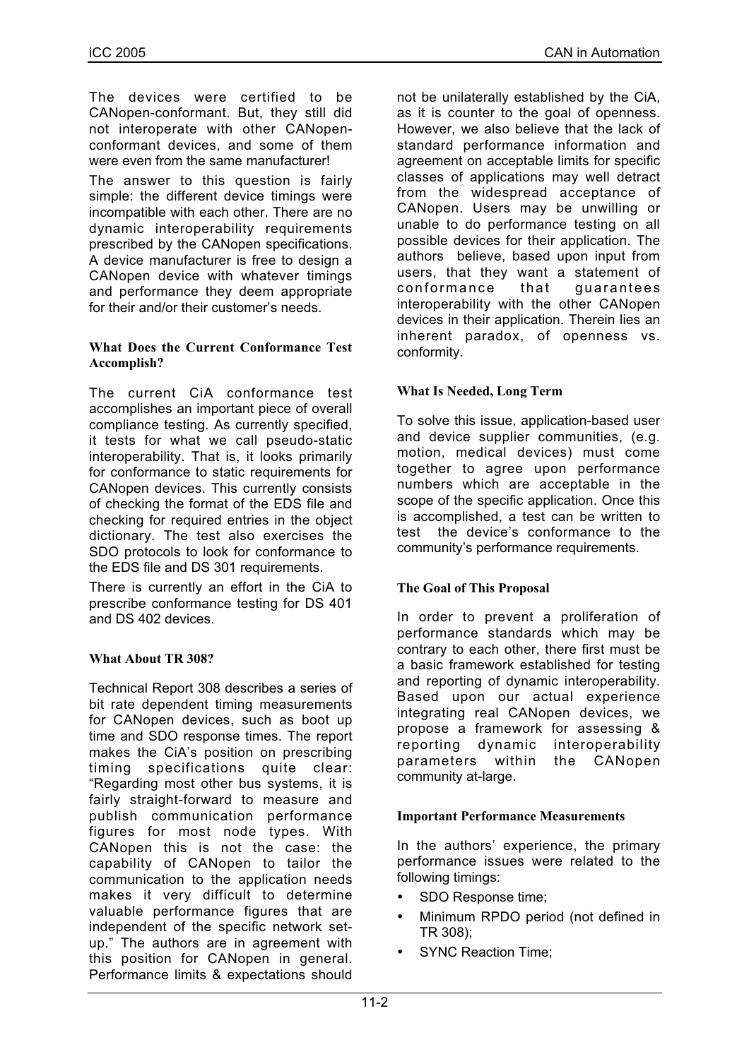The devices were certified to be CANopen-conformant. But, they still did not interoperate with other CANopen-conformant devices, and some of them were even from the same manufacturer!

The answer to this question is fairly simple: the different device timings were incompatible with each other. There are no dynamic interoperability requirements prescribed by the CANopen specifications. A device manufacturer is free to design a CANopen device with whatever timings and performance they deem appropriate for their and/or their customer's needs.

### What Does the Current Conformance Test Accomplish?

The current CiA conformance test accomplishes an important piece of overall compliance testing. As currently specified, it tests for what we call pseudo-static interoperability. That is, it looks primarily for conformance to static requirements for CANopen devices. This currently consists of checking the format of the EDS file and checking for required entries in the object dictionary. The test also exercises the SDO protocols to look for conformance to the EDS file and DS 301 requirements.

There is currently an effort in the CiA to prescribe conformance testing for DS 401 and DS 402 devices.

### What About TR 308?

Technical Report 308 describes a series of bit rate dependent timing measurements for CANopen devices, such as boot up time and SDO response times. The report makes the CiA's position on prescribing timing specifications quite clear: "Regarding most other bus systems, it is fairly straight-forward to measure and publish communication performance figures for most node types. With CANopen this is not the case: the capability of CANopen to tailor the communication to the application needs makes it very difficult to determine valuable performance figures that are independent of the specific network set-up." The authors are in agreement with this position for CANopen in general. Performance limits & expectations should not be unilaterally established by the CiA, as it is counter to the goal of openness. However, we also believe that the lack of standard performance information and agreement on acceptable limits for specific classes of applications may well detract from the widespread acceptance of CANopen. Users may be unwilling or unable to do performance testing on all possible devices for their application. The authors believe, based upon input from users, that they want a statement of conformance that guarantees interoperability with the other CANopen devices in their application. Therein lies an inherent paradox, of openness vs. conformity.

### What Is Needed, Long Term

To solve this issue, application-based user and device supplier communities, (e.g. motion, medical devices) must come together to agree upon performance numbers which are acceptable in the scope of the specific application. Once this is accomplished, a test can be written to test the device's conformance to the community's performance requirements.

### The Goal of This Proposal

In order to prevent a proliferation of performance standards which may be contrary to each other, there first must be a basic framework established for testing and reporting of dynamic interoperability. Based upon our actual experience integrating real CANopen devices, we propose a framework for assessing & reporting dynamic interoperability parameters within the CANopen community at-large.

### Important Performance Measurements

In the authors' experience, the primary performance issues were related to the following timings:

- SDO Response time;
- Minimum RPDO period (not defined in TR 308);
- SYNC Reaction Time;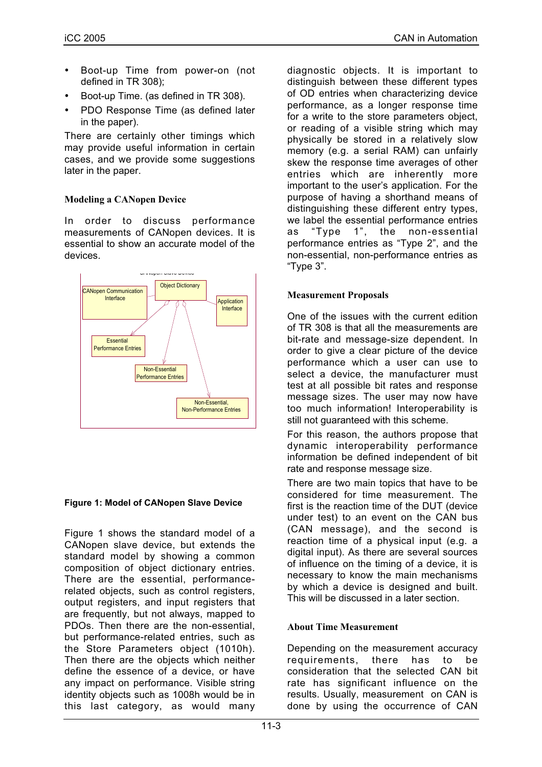- Boot-up Time from power-on (not defined in TR 308);
- Boot-up Time. (as defined in TR 308).
- PDO Response Time (as defined later in the paper).

There are certainly other timings which may provide useful information in certain cases, and we provide some suggestions later in the paper.

### Modeling a CANopen Device

In order to discuss performance measurements of CANopen devices. It is essential to show an accurate model of the devices.

**Figure 1: Model of CANopen Slave Device**

Figure 1 shows the standard model of a CANopen slave device, but extends the standard model by showing a common composition of object dictionary entries. There are the essential, performance-related objects, such as control registers, output registers, and input registers that are frequently, but not always, mapped to PDOs. Then there are the non-essential, but performance-related entries, such as the Store Parameters object (1010h). Then there are the objects which neither define the essence of a device, or have any impact on performance. Visible string identity objects such as 1008h would be in this last category, as would many diagnostic objects. It is important to distinguish between these different types of OD entries when characterizing device performance, as a longer response time for a write to the store parameters object, or reading of a visible string which may physically be stored in a relatively slow memory (e.g. a serial RAM) can unfairly skew the response time averages of other entries which are inherently more important to the user's application. For the purpose of having a shorthand means of distinguishing these different entry types, we label the essential performance entries as "Type 1", the non-essential performance entries as "Type 2", and the non-essential, non-performance entries as "Type 3".

### Measurement Proposals

One of the issues with the current edition of TR 308 is that all the measurements are bit-rate and message-size dependent. In order to give a clear picture of the device performance which a user can use to select a device, the manufacturer must test at all possible bit rates and response message sizes. The user may now have too much information! Interoperability is still not guaranteed with this scheme.

For this reason, the authors propose that dynamic interoperability performance information be defined independent of bit rate and response message size.

There are two main topics that have to be considered for time measurement. The first is the reaction time of the DUT (device under test) to an event on the CAN bus (CAN message), and the second is reaction time of a physical input (e.g. a digital input). As there are several sources of influence on the timing of a device, it is necessary to know the main mechanisms by which a device is designed and built. This will be discussed in a later section.

### About Time Measurement

Depending on the measurement accuracy requirements, there has to be consideration that the selected CAN bit rate has significant influence on the results. Usually, measurement on CAN is done by using the occurrence of CAN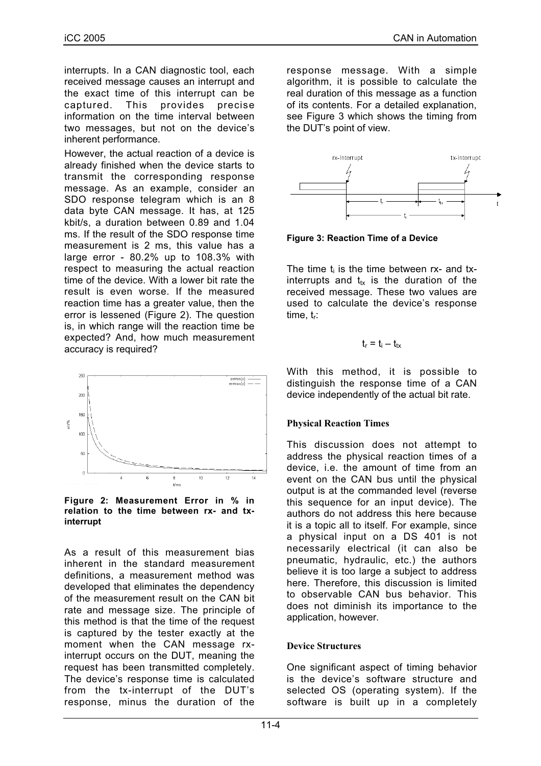interrupts. In a CAN diagnostic tool, each received message causes an interrupt and the exact time of this interrupt can be captured. This provides precise information on the time interval between two messages, but not on the device's inherent performance.

However, the actual reaction of a device is already finished when the device starts to transmit the corresponding response message. As an example, consider an SDO response telegram which is an 8 data byte CAN message. It has, at 125 kbit/s, a duration between 0.89 and 1.04 ms. If the result of the SDO response time measurement is 2 ms, this value has a large error - 80.2% up to 108.3% with respect to measuring the actual reaction time of the device. With a lower bit rate the result is even worse. If the measured reaction time has a greater value, then the error is lessened (Figure 2). The question is, in which range will the reaction time be expected? And, how much measurement accuracy is required?

**Figure 2: Measurement Error in % in relation to the time between rx- and tx-interrupt**

As a result of this measurement bias inherent in the standard measurement definitions, a measurement method was developed that eliminates the dependency of the measurement result on the CAN bit rate and message size. The principle of this method is that the time of the request is captured by the tester exactly at the moment when the CAN message rx-interrupt occurs on the DUT, meaning the request has been transmitted completely. The device's response time is calculated from the tx-interrupt of the DUT's response, minus the duration of the response message. With a simple algorithm, it is possible to calculate the real duration of this message as a function of its contents. For a detailed explanation, see Figure 3 which shows the timing from the DUT's point of view.

**Figure 3: Reaction Time of a Device**

The time $t_i$ is the time between rx- and tx-interrupts and $t_{tx}$ is the duration of the received message. These two values are used to calculate the device's response time, $t_r$:

$$t_r = t_i - t_{tx}$$

With this method, it is possible to distinguish the response time of a CAN device independently of the actual bit rate.

### Physical Reaction Times

This discussion does not attempt to address the physical reaction times of a device, i.e. the amount of time from an event on the CAN bus until the physical output is at the commanded level (reverse this sequence for an input device). The authors do not address this here because it is a topic all to itself. For example, since a physical input on a DS 401 is not necessarily electrical (it can also be pneumatic, hydraulic, etc.) the authors believe it is too large a subject to address here. Therefore, this discussion is limited to observable CAN bus behavior. This does not diminish its importance to the application, however.

### Device Structures

One significant aspect of timing behavior is the device's software structure and selected OS (operating system). If the software is built up in a completely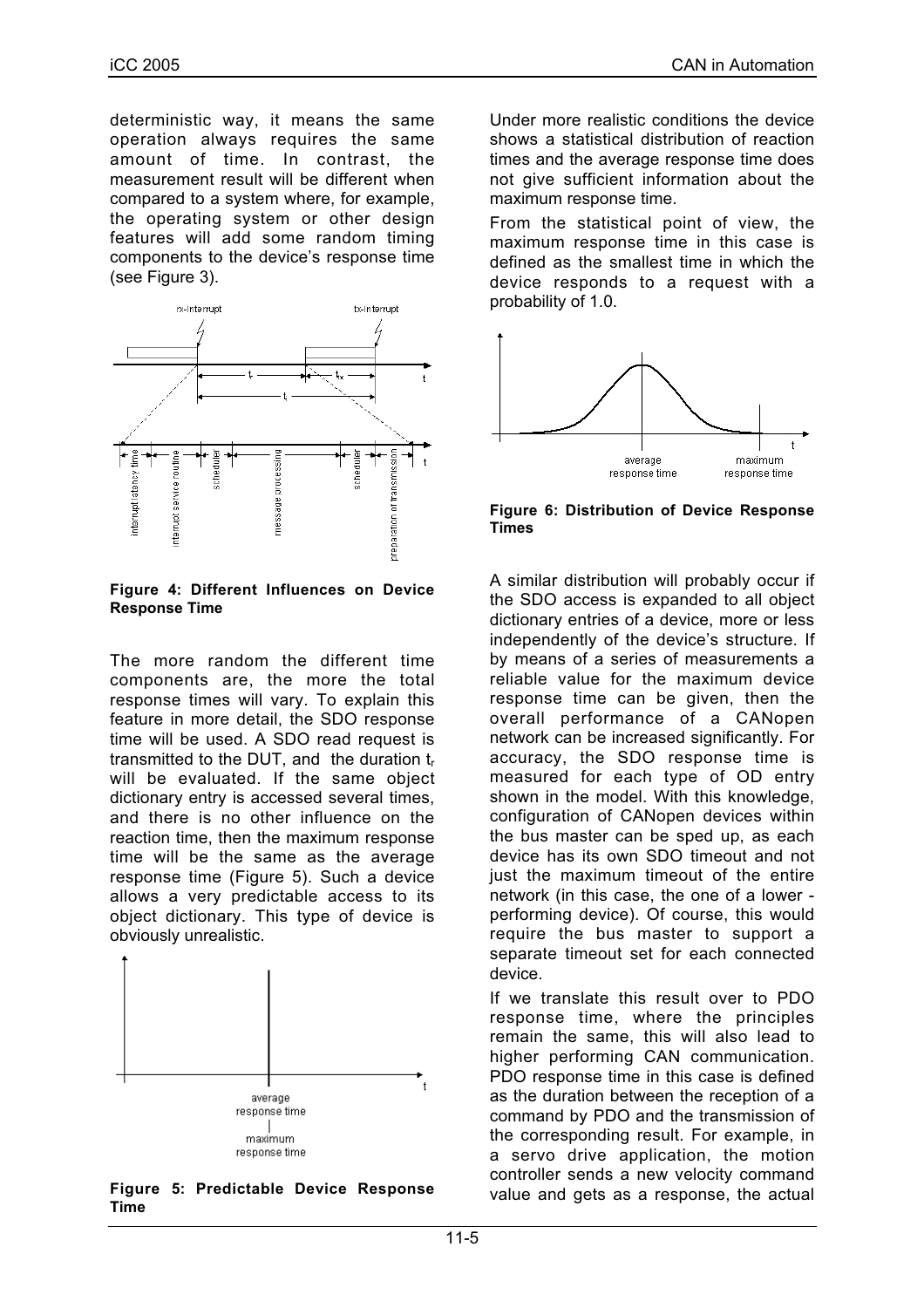deterministic way, it means the same operation always requires the same amount of time. In contrast, the measurement result will be different when compared to a system where, for example, the operating system or other design features will add some random timing components to the device's response time (see Figure 3).

**Figure 4: Different Influences on Device Response Time**

The more random the different time components are, the more the total response times will vary. To explain this feature in more detail, the SDO response time will be used. A SDO read request is transmitted to the DUT, and the duration $t_r$ will be evaluated. If the same object dictionary entry is accessed several times, and there is no other influence on the reaction time, then the maximum response time will be the same as the average response time (Figure 5). Such a device allows a very predictable access to its object dictionary. This type of device is obviously unrealistic.

**Figure 5: Predictable Device Response Time**

Under more realistic conditions the device shows a statistical distribution of reaction times and the average response time does not give sufficient information about the maximum response time.

From the statistical point of view, the maximum response time in this case is defined as the smallest time in which the device responds to a request with a probability of 1.0.

**Figure 6: Distribution of Device Response Times**

A similar distribution will probably occur if the SDO access is expanded to all object dictionary entries of a device, more or less independently of the device's structure. If by means of a series of measurements a reliable value for the maximum device response time can be given, then the overall performance of a CANopen network can be increased significantly. For accuracy, the SDO response time is measured for each type of OD entry shown in the model. With this knowledge, configuration of CANopen devices within the bus master can be sped up, as each device has its own SDO timeout and not just the maximum timeout of the entire network (in this case, the one of a lower - performing device). Of course, this would require the bus master to support a separate timeout set for each connected device.

If we translate this result over to PDO response time, where the principles remain the same, this will also lead to higher performing CAN communication. PDO response time in this case is defined as the duration between the reception of a command by PDO and the transmission of the corresponding result. For example, in a servo drive application, the motion controller sends a new velocity command value and gets as a response, the actual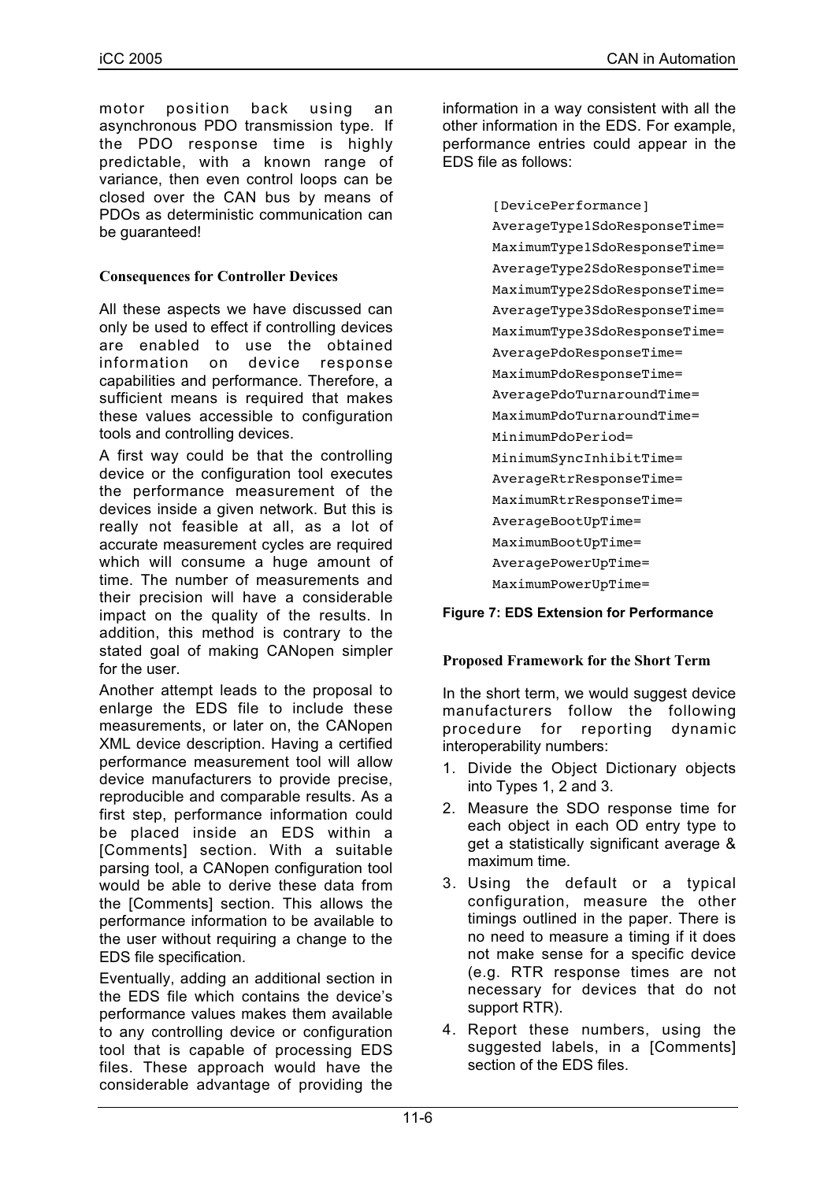motor position back using an asynchronous PDO transmission type. If the PDO response time is highly predictable, with a known range of variance, then even control loops can be closed over the CAN bus by means of PDOs as deterministic communication can be guaranteed!

### Consequences for Controller Devices

All these aspects we have discussed can only be used to effect if controlling devices are enabled to use the obtained information on device response capabilities and performance. Therefore, a sufficient means is required that makes these values accessible to configuration tools and controlling devices.

A first way could be that the controlling device or the configuration tool executes the performance measurement of the devices inside a given network. But this is really not feasible at all, as a lot of accurate measurement cycles are required which will consume a huge amount of time. The number of measurements and their precision will have a considerable impact on the quality of the results. In addition, this method is contrary to the stated goal of making CANopen simpler for the user.

Another attempt leads to the proposal to enlarge the EDS file to include these measurements, or later on, the CANopen XML device description. Having a certified performance measurement tool will allow device manufacturers to provide precise, reproducible and comparable results. As a first step, performance information could be placed inside an EDS within a [Comments] section. With a suitable parsing tool, a CANopen configuration tool would be able to derive these data from the [Comments] section. This allows the performance information to be available to the user without requiring a change to the EDS file specification.

Eventually, adding an additional section in the EDS file which contains the device's performance values makes them available to any controlling device or configuration tool that is capable of processing EDS files. These approach would have the considerable advantage of providing the information in a way consistent with all the other information in the EDS. For example, performance entries could appear in the EDS file as follows:

```
[DevicePerformance]
AverageType1SdoResponseTime=
MaximumType1SdoResponseTime=
AverageType2SdoResponseTime=
MaximumType2SdoResponseTime=
AverageType3SdoResponseTime=
MaximumType3SdoResponseTime=
AveragePdoResponseTime=
MaximumPdoResponseTime=
AveragePdoTurnaroundTime=
MaximumPdoTurnaroundTime=
MinimumPdoPeriod=
MinimumSyncInhibitTime=
AverageRtrResponseTime=
MaximumRtrResponseTime=
AverageBootUpTime=
MaximumBootUpTime=
AveragePowerUpTime=
MaximumPowerUpTime=
```

**Figure 7: EDS Extension for Performance**

### Proposed Framework for the Short Term

In the short term, we would suggest device manufacturers follow the following procedure for reporting dynamic interoperability numbers:

1. Divide the Object Dictionary objects into Types 1, 2 and 3.
2. Measure the SDO response time for each object in each OD entry type to get a statistically significant average & maximum time.
3. Using the default or a typical configuration, measure the other timings outlined in the paper. There is no need to measure a timing if it does not make sense for a specific device (e.g. RTR response times are not necessary for devices that do not support RTR).
4. Report these numbers, using the suggested labels, in a [Comments] section of the EDS files.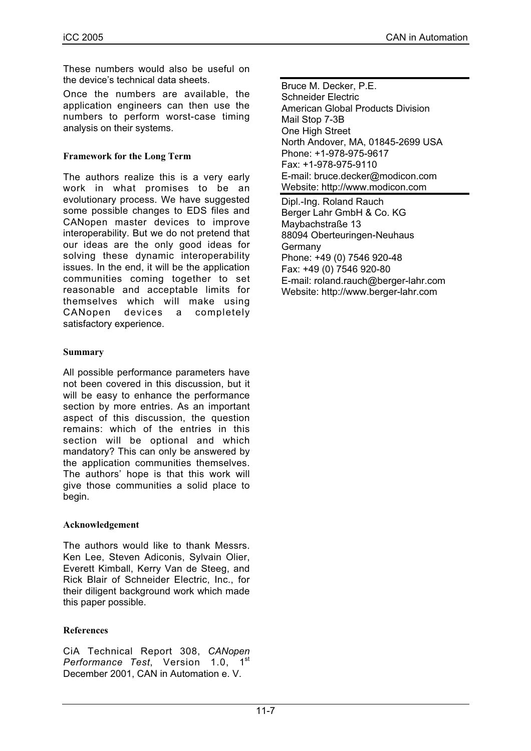These numbers would also be useful on the device's technical data sheets.

Once the numbers are available, the application engineers can then use the numbers to perform worst-case timing analysis on their systems.

## Framework for the Long Term

The authors realize this is a very early work in what promises to be an evolutionary process. We have suggested some possible changes to EDS files and CANopen master devices to improve interoperability. But we do not pretend that our ideas are the only good ideas for solving these dynamic interoperability issues. In the end, it will be the application communities coming together to set reasonable and acceptable limits for themselves which will make using CANopen devices a completely satisfactory experience.

## Summary

All possible performance parameters have not been covered in this discussion, but it will be easy to enhance the performance section by more entries. As an important aspect of this discussion, the question remains: which of the entries in this section will be optional and which mandatory? This can only be answered by the application communities themselves. The authors' hope is that this work will give those communities a solid place to begin.

## Acknowledgement

The authors would like to thank Messrs. Ken Lee, Steven Adiconis, Sylvain Olier, Everett Kimball, Kerry Van de Steeg, and Rick Blair of Schneider Electric, Inc., for their diligent background work which made this paper possible.

## References

CiA Technical Report 308, *CANopen Performance Test*, Version 1.0, 1st December 2001, CAN in Automation e. V.

---

Bruce M. Decker, P.E.
Schneider Electric
American Global Products Division
Mail Stop 7-3B
One High Street
North Andover, MA, 01845-2699 USA
Phone: +1-978-975-9617
Fax: +1-978-975-9110
E-mail: bruce.decker@modicon.com
Website: http://www.modicon.com

---

Dipl.-Ing. Roland Rauch
Berger Lahr GmbH & Co. KG
Maybachstraße 13
88094 Oberteuringen-Neuhaus
Germany
Phone: +49 (0) 7546 920-48
Fax: +49 (0) 7546 920-80
E-mail: roland.rauch@berger-lahr.com
Website: http://www.berger-lahr.com